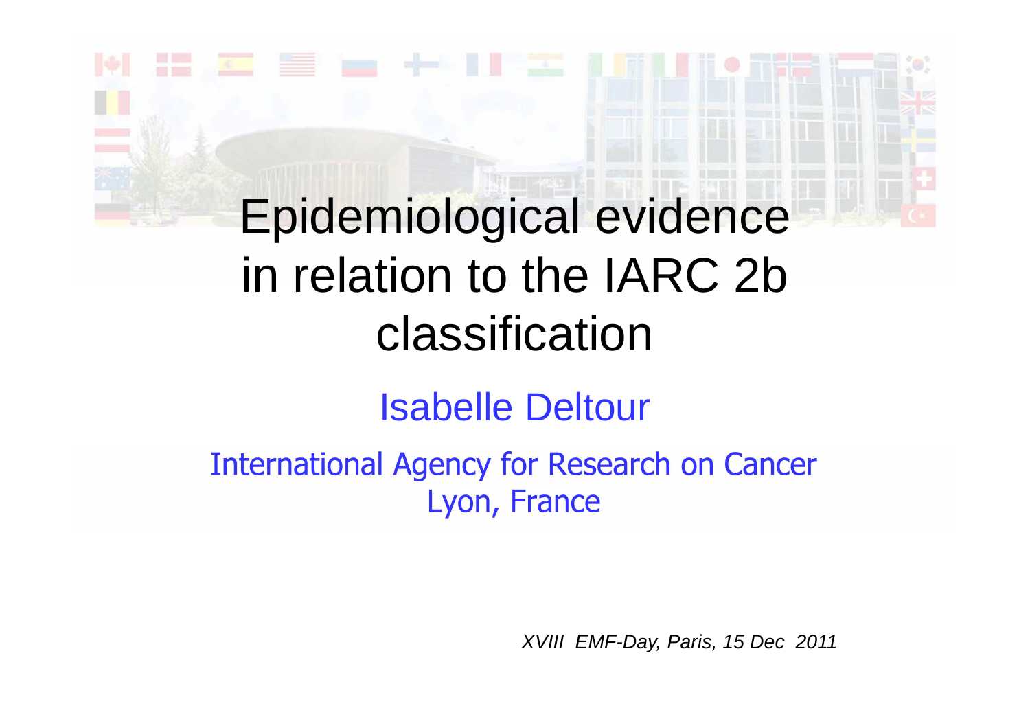# Epidemiological evidence in relation to the IARC 2b classification

Isabelle Deltour

International Agency for Research on Cancer
Lyon, France

*XVIII EMF-Day, Paris, 15 Dec 2011*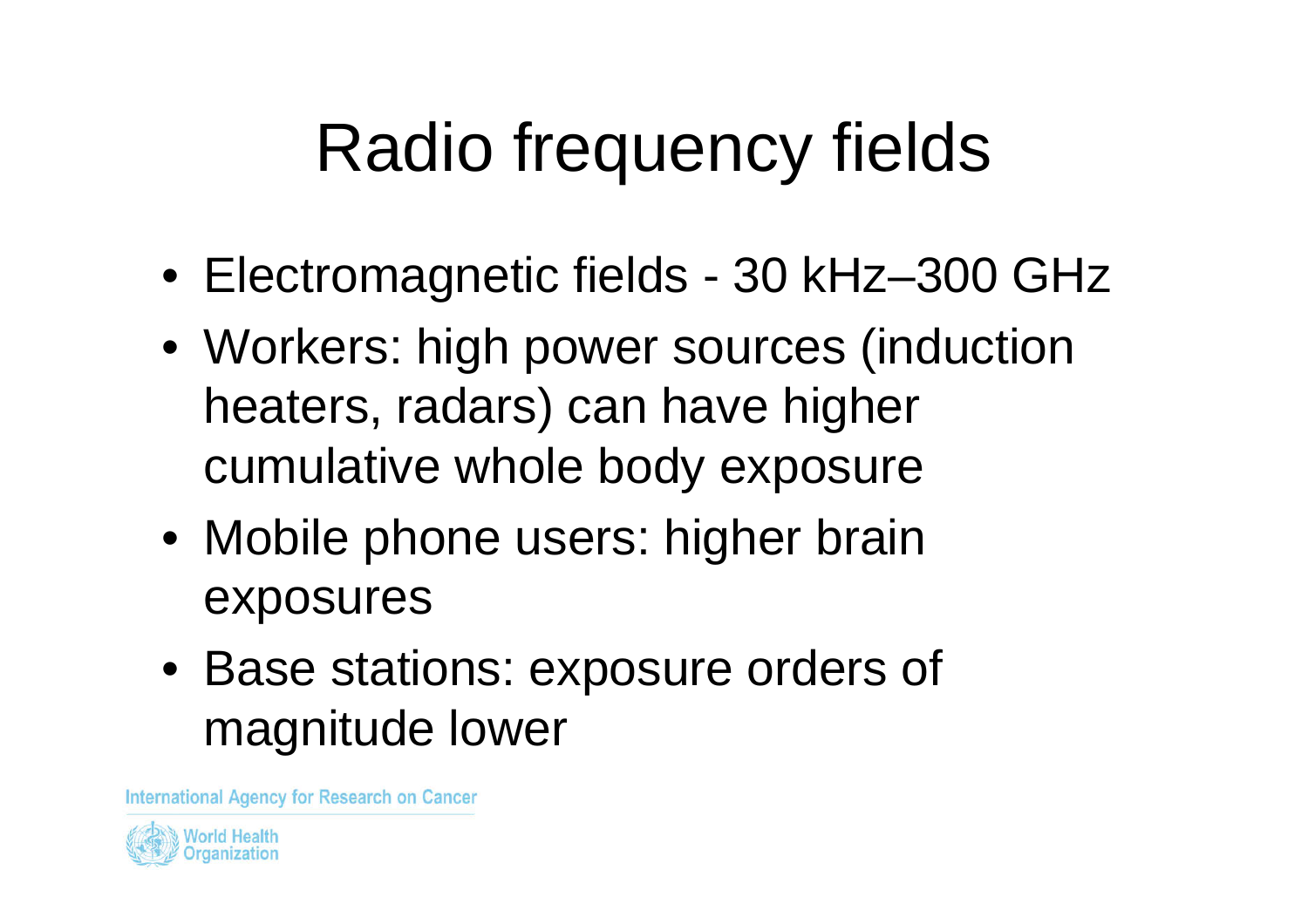# Radio frequency fields

- Electromagnetic fields - 30 kHz–300 GHz
- Workers: high power sources (induction heaters, radars) can have higher cumulative whole body exposure
- Mobile phone users: higher brain exposures
- Base stations: exposure orders of magnitude lower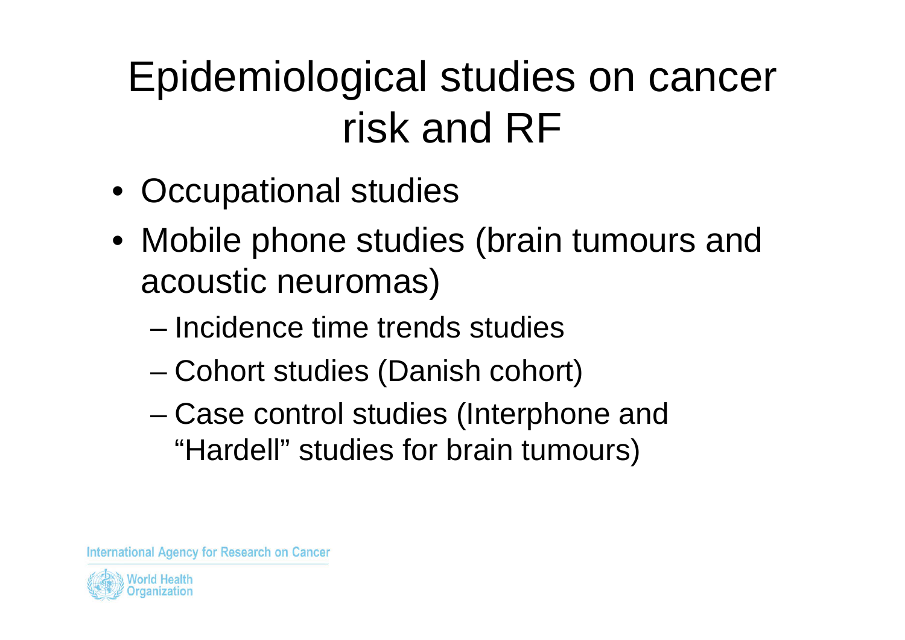# Epidemiological studies on cancer risk and RF

- Occupational studies
- Mobile phone studies (brain tumours and acoustic neuromas)
  - Incidence time trends studies
  - Cohort studies (Danish cohort)
  - Case control studies (Interphone and "Hardell" studies for brain tumours)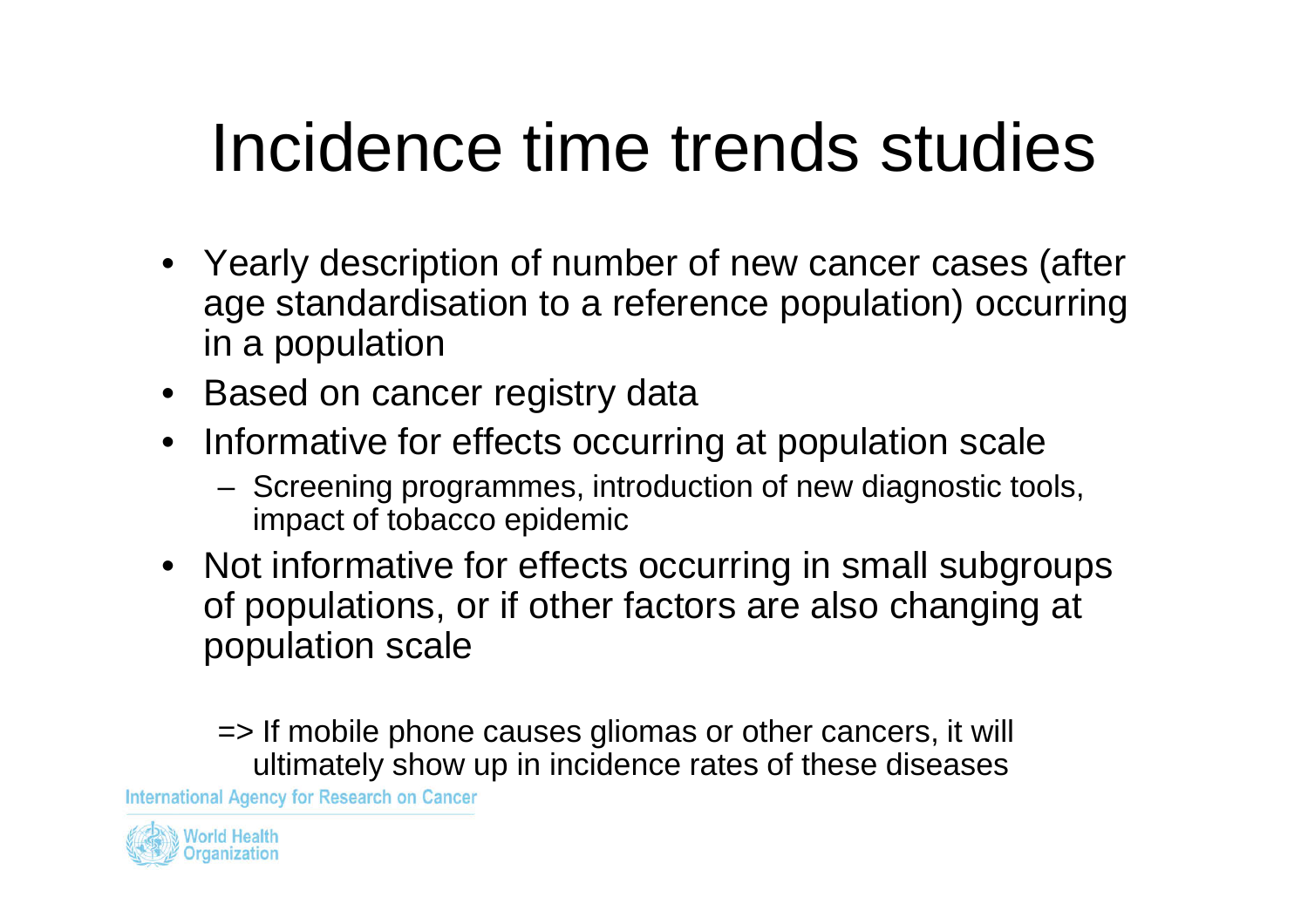# Incidence time trends studies

- Yearly description of number of new cancer cases (after age standardisation to a reference population) occurring in a population
- Based on cancer registry data
- Informative for effects occurring at population scale
  - Screening programmes, introduction of new diagnostic tools, impact of tobacco epidemic
- Not informative for effects occurring in small subgroups of populations, or if other factors are also changing at population scale

=> If mobile phone causes gliomas or other cancers, it will ultimately show up in incidence rates of these diseases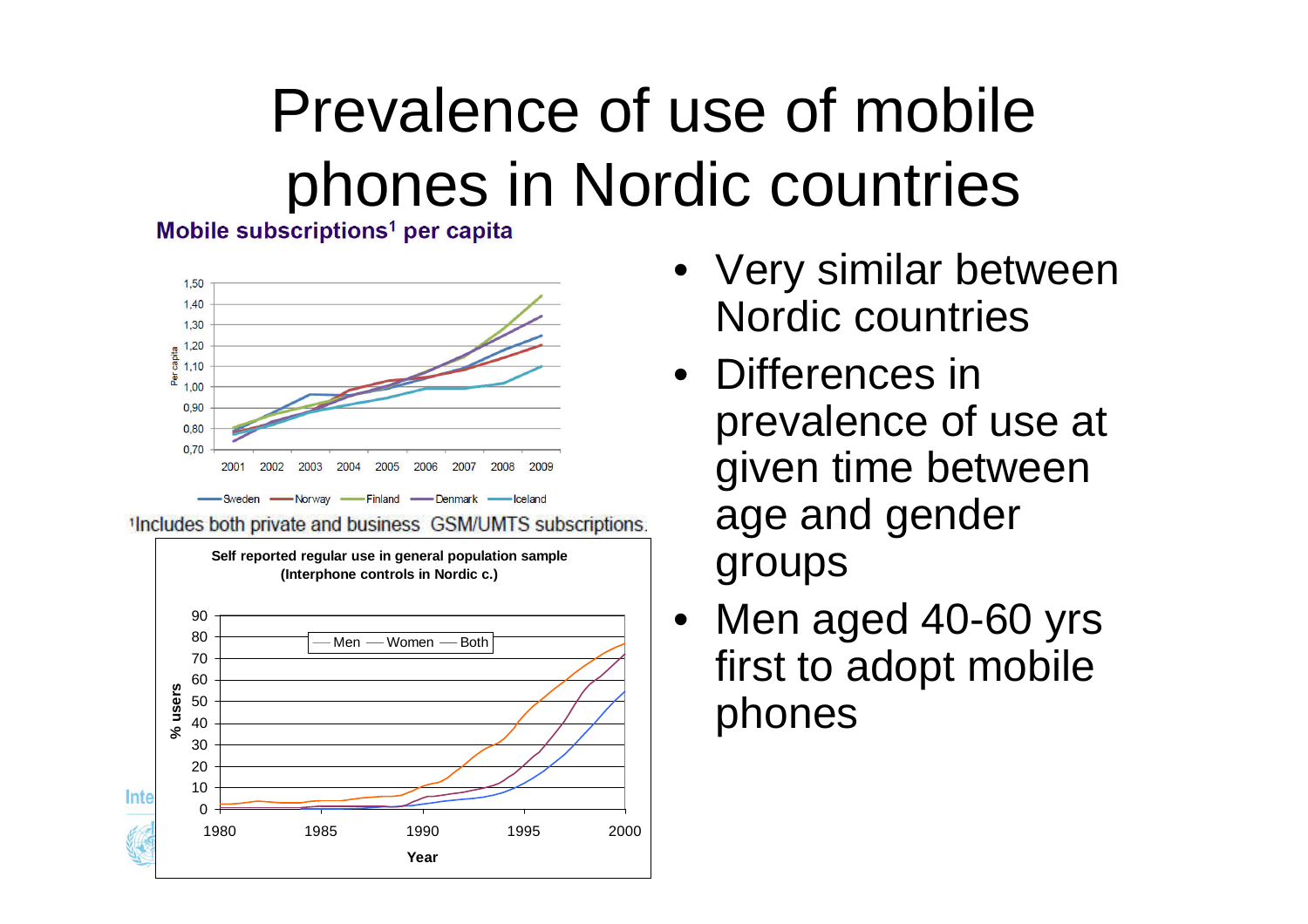# Prevalence of use of mobile phones in Nordic countries

**Mobile subscriptions[1] per capita**

[1]Includes both private and business GSM/UMTS subscriptions.

**Self reported regular use in general population sample (Interphone controls in Nordic c.)**

- Very similar between Nordic countries
- Differences in prevalence of use at given time between age and gender groups
- Men aged 40-60 yrs first to adopt mobile phones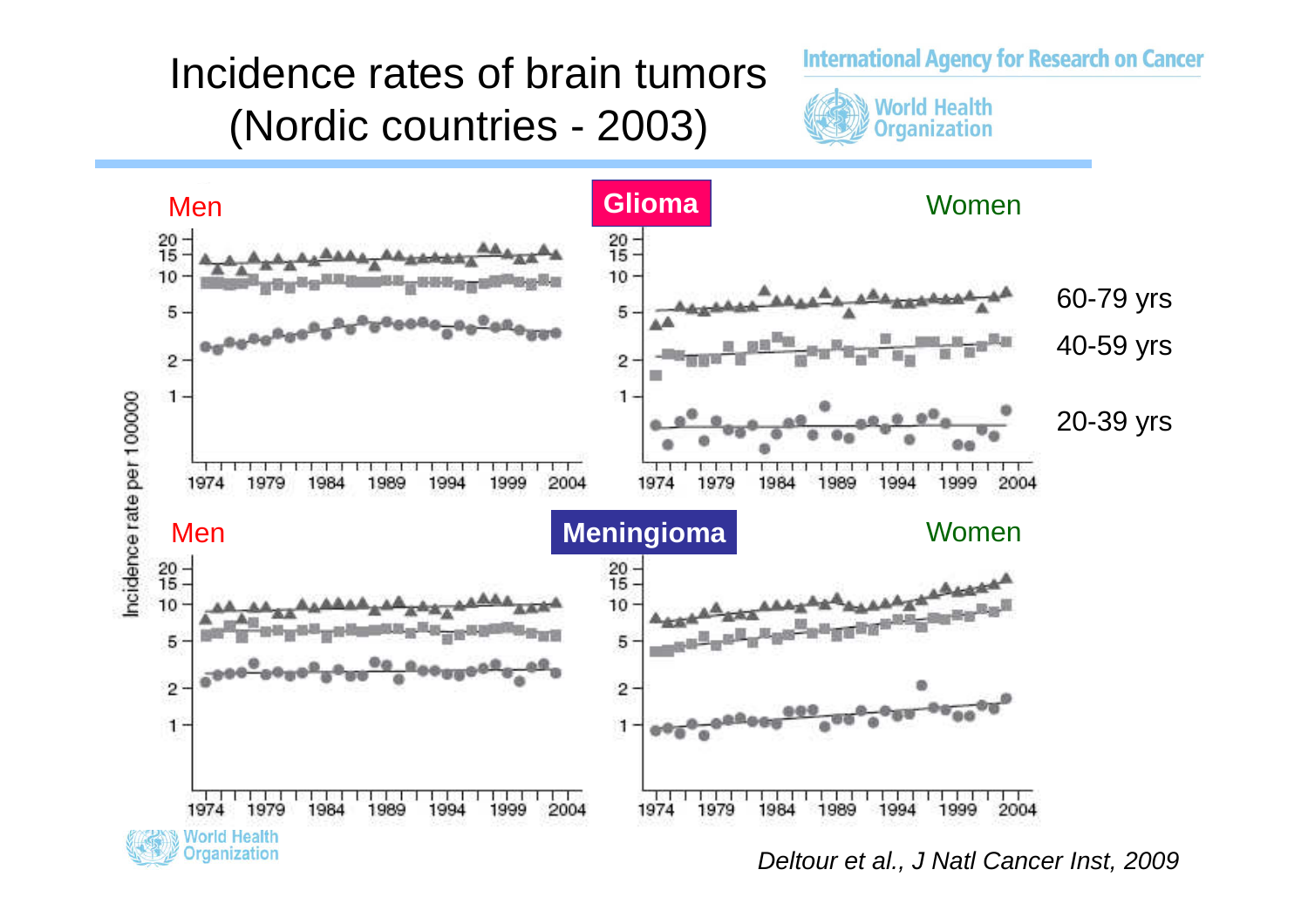# Incidence rates of brain tumors (Nordic countries - 2003)

International Agency for Research on Cancer

World Health Organization

**Glioma**

Men | Women

Incidence rate per 100000

60-79 yrs

40-59 yrs

20-39 yrs

1974 1979 1984 1989 1994 1999 2004

**Meningioma**

Men | Women

1974 1979 1984 1989 1994 1999 2004

*Deltour et al., J Natl Cancer Inst, 2009*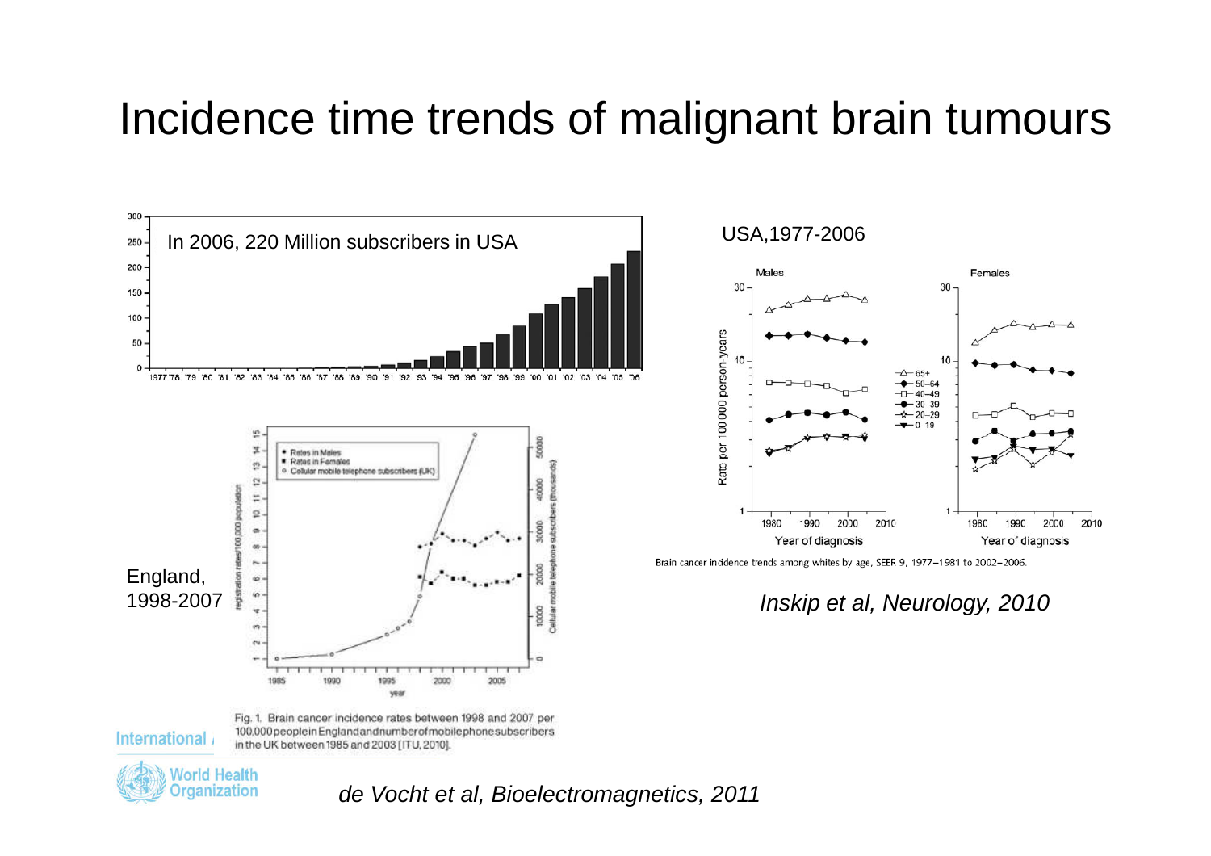# Incidence time trends of malignant brain tumours

In 2006, 220 Million subscribers in USA

USA,1977-2006

Brain cancer incidence trends among whites by age, SEER 9, 1977–1981 to 2002–2006.

*Inskip et al, Neurology, 2010*

England, 1998-2007

Fig. 1. Brain cancer incidence rates between 1998 and 2007 per 100,000 people in England and number of mobile phone subscribers in the UK between 1985 and 2003 [ITU, 2010].

*de Vocht et al, Bioelectromagnetics, 2011*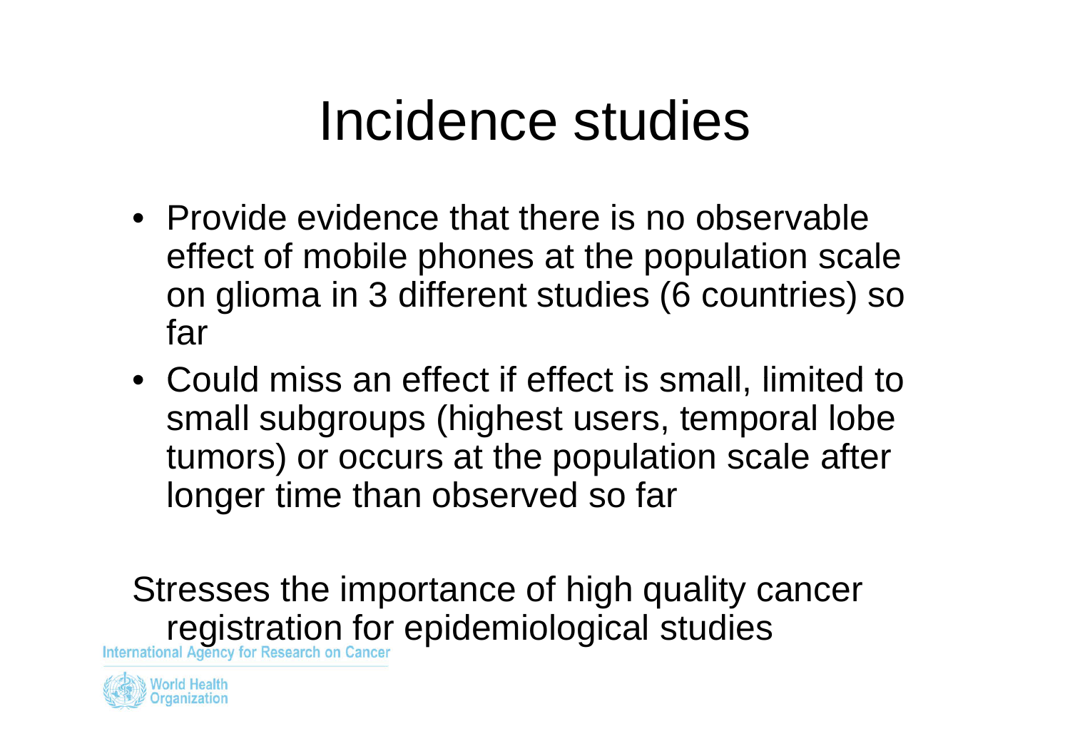# Incidence studies

- Provide evidence that there is no observable effect of mobile phones at the population scale on glioma in 3 different studies (6 countries) so far
- Could miss an effect if effect is small, limited to small subgroups (highest users, temporal lobe tumors) or occurs at the population scale after longer time than observed so far

Stresses the importance of high quality cancer registration for epidemiological studies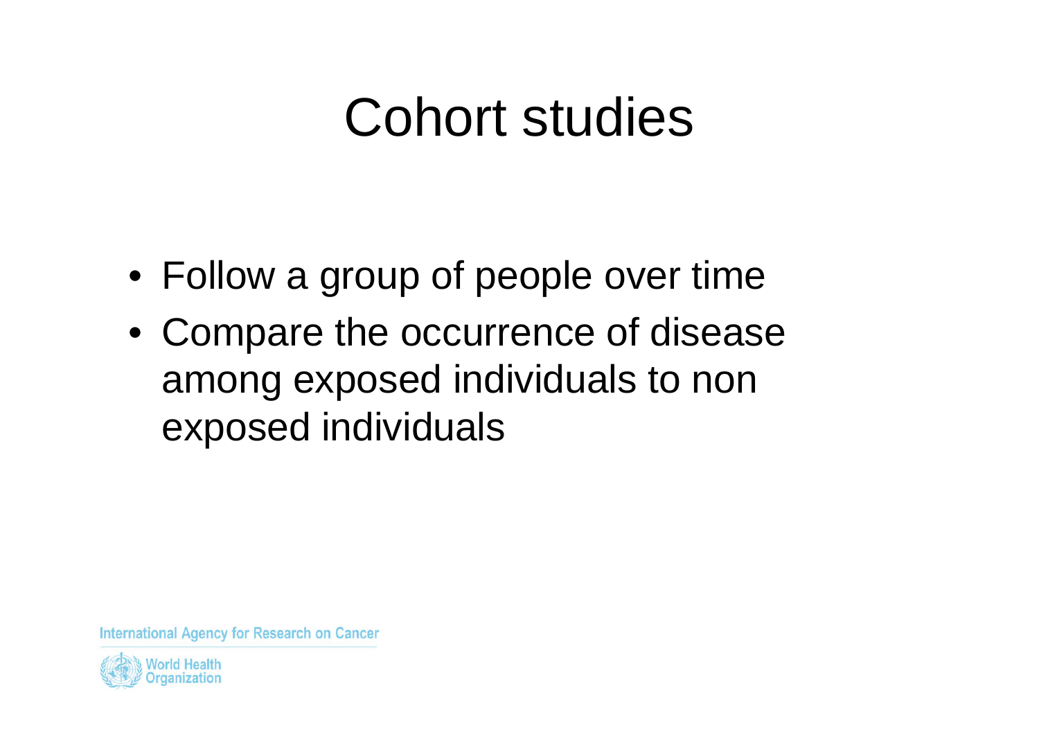# Cohort studies

- Follow a group of people over time
- Compare the occurrence of disease among exposed individuals to non exposed individuals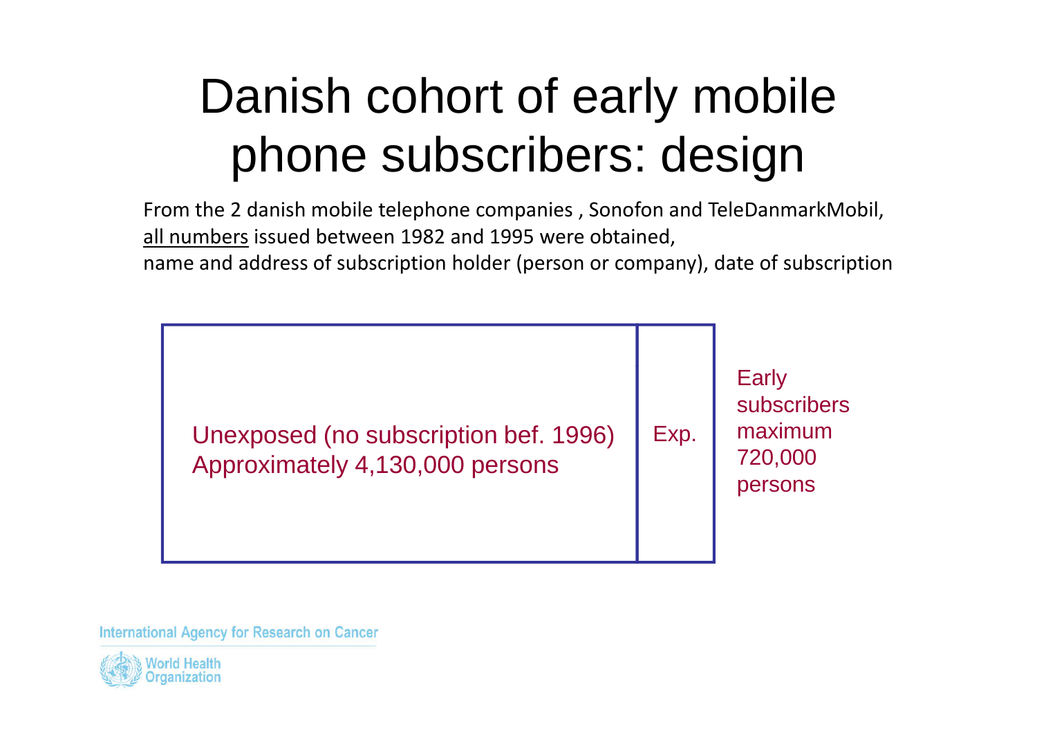# Danish cohort of early mobile phone subscribers: design

From the 2 danish mobile telephone companies , Sonofon and TeleDanmarkMobil, all numbers issued between 1982 and 1995 were obtained,
name and address of subscription holder (person or company), date of subscription

| Unexposed (no subscription bef. 1996) Approximately 4,130,000 persons | Exp. |
|---|---|

Early subscribers maximum 720,000 persons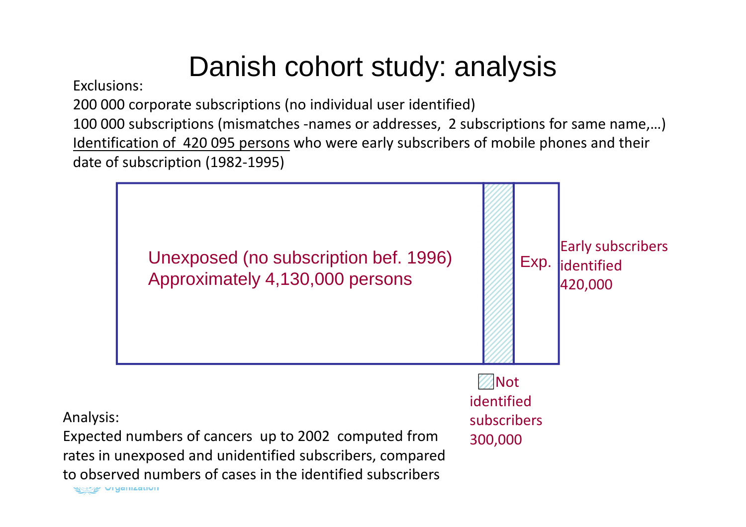# Danish cohort study: analysis

Exclusions:

200 000 corporate subscriptions (no individual user identified)

100 000 subscriptions (mismatches -names or addresses, 2 subscriptions for same name,…)

Identification of 420 095 persons who were early subscribers of mobile phones and their date of subscription (1982-1995)

Unexposed (no subscription bef. 1996)
Approximately 4,130,000 persons

Exp.

Early subscribers identified 420,000

Not identified subscribers 300,000

Analysis:

Expected numbers of cancers up to 2002 computed from rates in unexposed and unidentified subscribers, compared to observed numbers of cases in the identified subscribers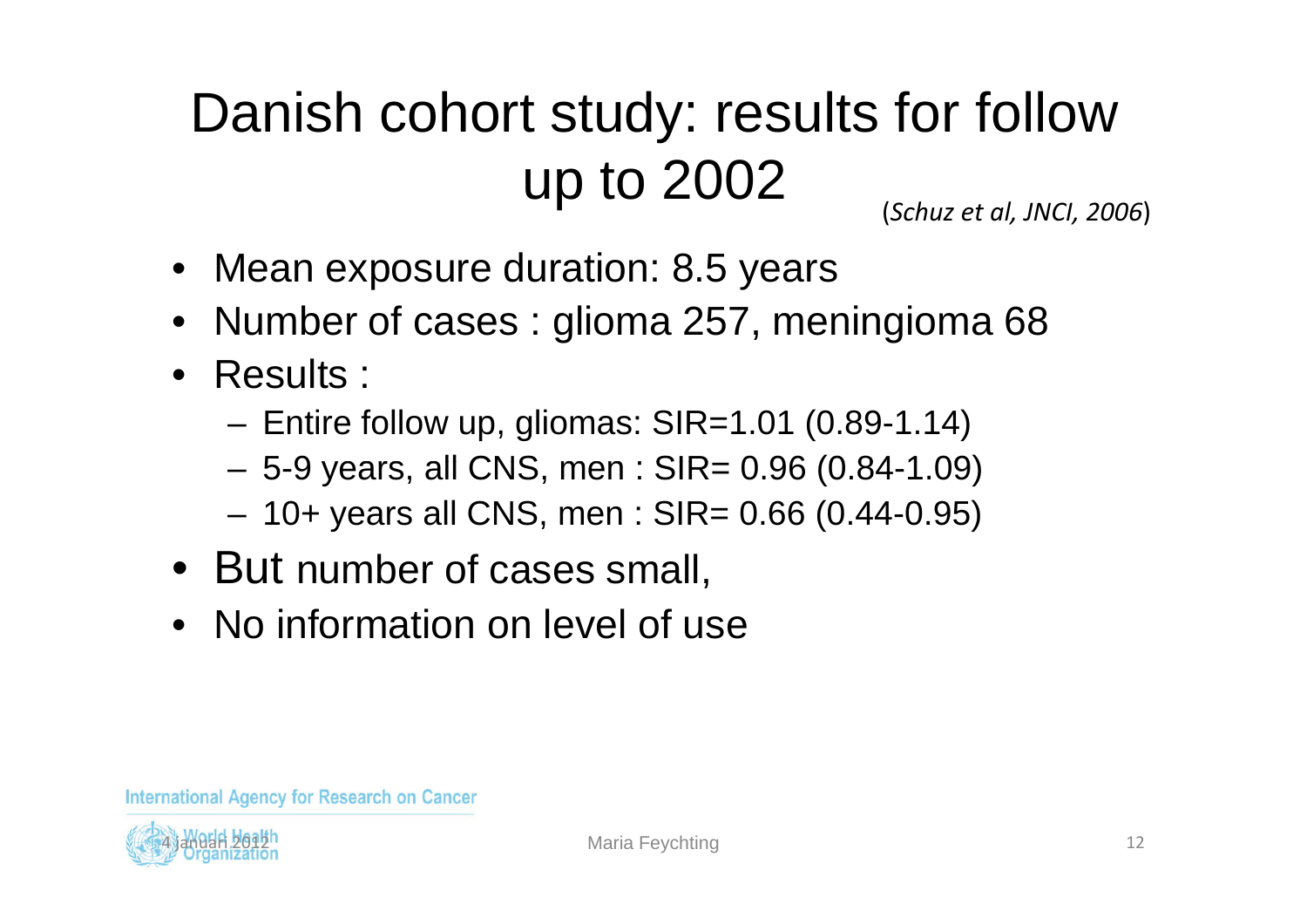# Danish cohort study: results for follow up to 2002

(*Schuz et al, JNCI, 2006*)

- Mean exposure duration: 8.5 years
- Number of cases : glioma 257, meningioma 68
- Results :
  - Entire follow up, gliomas: SIR=1.01 (0.89-1.14)
  - 5-9 years, all CNS, men : SIR= 0.96 (0.84-1.09)
  - 10+ years all CNS, men : SIR= 0.66 (0.44-0.95)
- But number of cases small,
- No information on level of use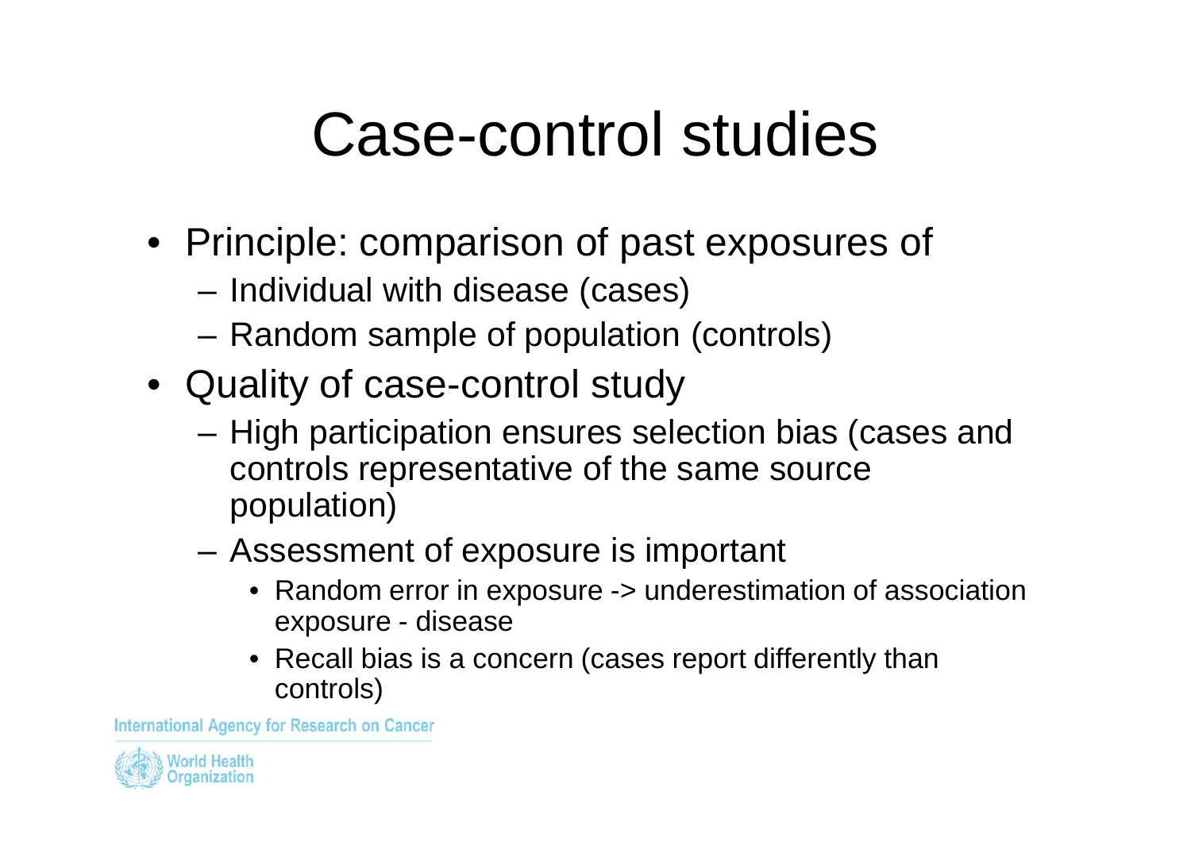# Case-control studies

- Principle: comparison of past exposures of
  - Individual with disease (cases)
  - Random sample of population (controls)
- Quality of case-control study
  - High participation ensures selection bias (cases and controls representative of the same source population)
  - Assessment of exposure is important
    - Random error in exposure -> underestimation of association exposure - disease
    - Recall bias is a concern (cases report differently than controls)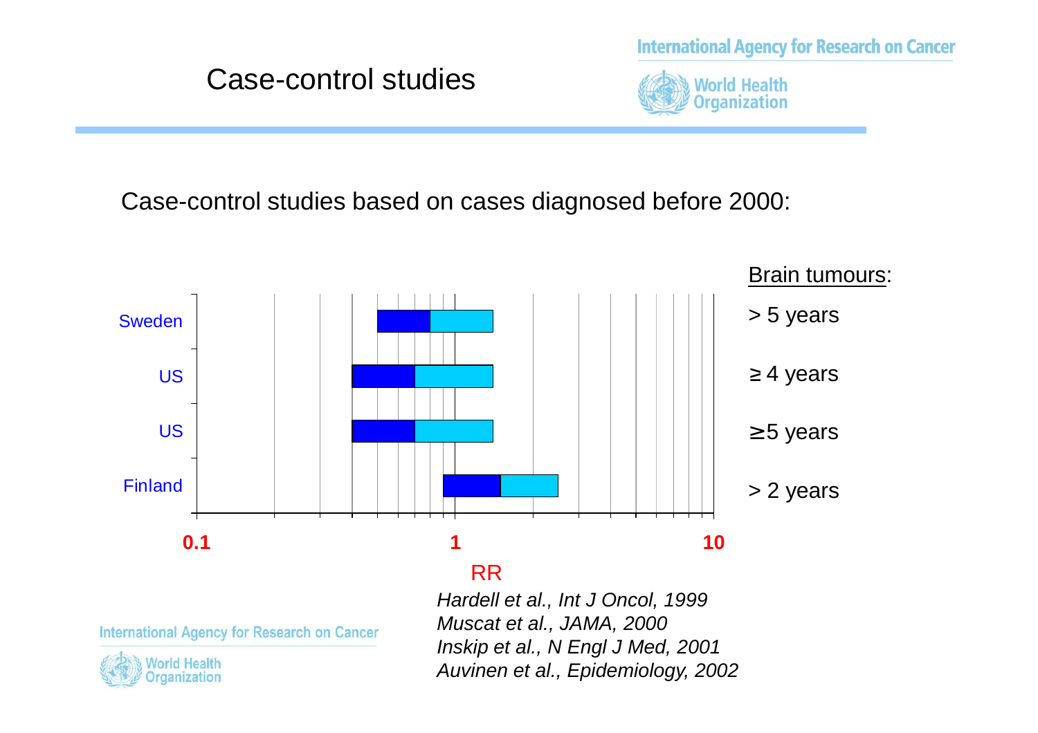# Case-control studies

Case-control studies based on cases diagnosed before 2000:

| Study | RR (approx. range on log scale 0.1–10) | Brain tumours: |
|---|---|---|
| Sweden | | > 5 years |
| US | | ≥ 4 years |
| US | | ≥5 years |
| Finland | | > 2 years |

0.1 1 10

RR

*Hardell et al., Int J Oncol, 1999*
*Muscat et al., JAMA, 2000*
*Inskip et al., N Engl J Med, 2001*
*Auvinen et al., Epidemiology, 2002*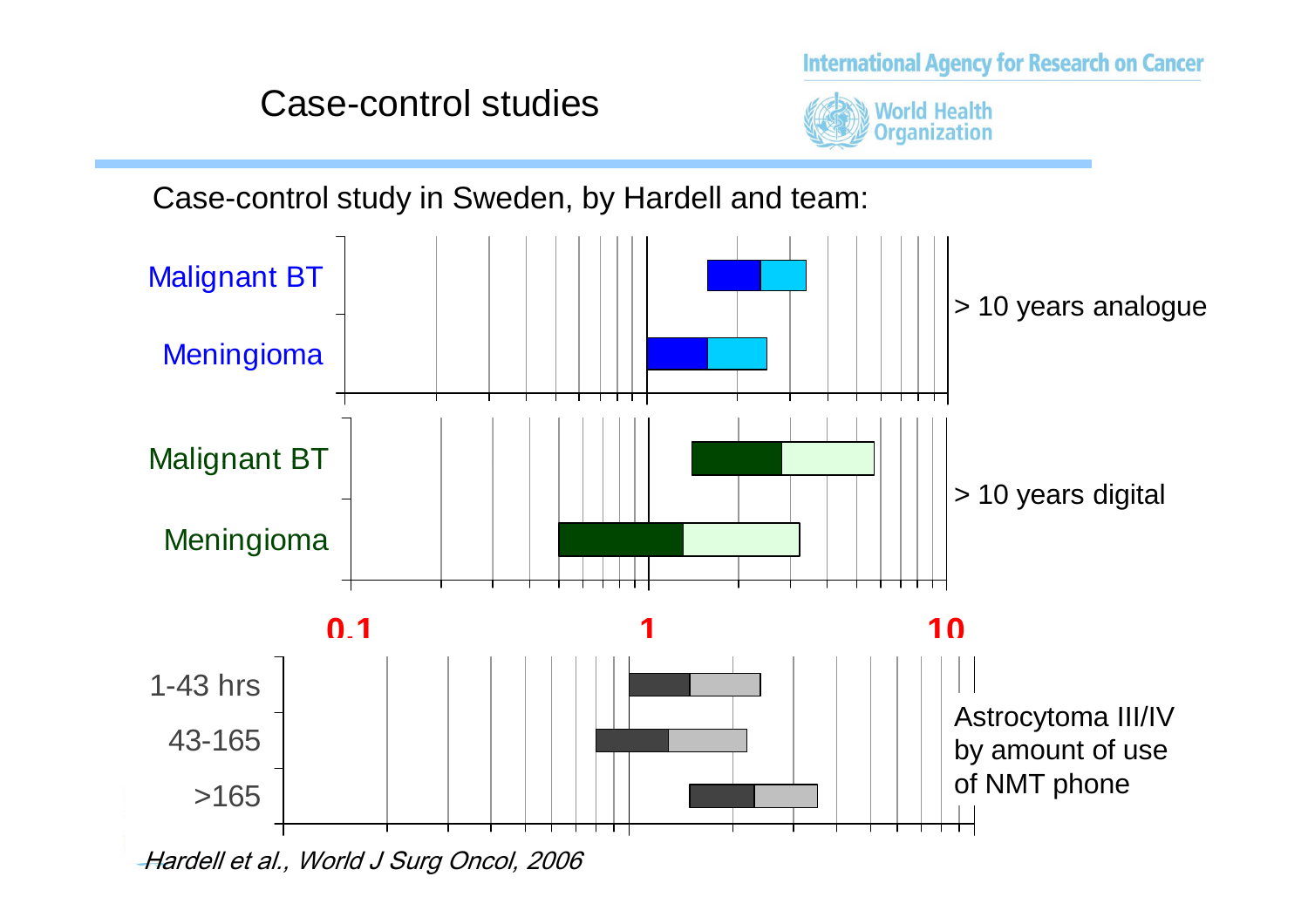# Case-control studies

International Agency for Research on Cancer

World Health Organization

Case-control study in Sweden, by Hardell and team:

Malignant BT

Meningioma

> 10 years analogue

Malignant BT

Meningioma

> 10 years digital

0.1 1 10

1-43 hrs

43-165

>165

Astrocytoma III/IV by amount of use of NMT phone

*Hardell et al., World J Surg Oncol, 2006*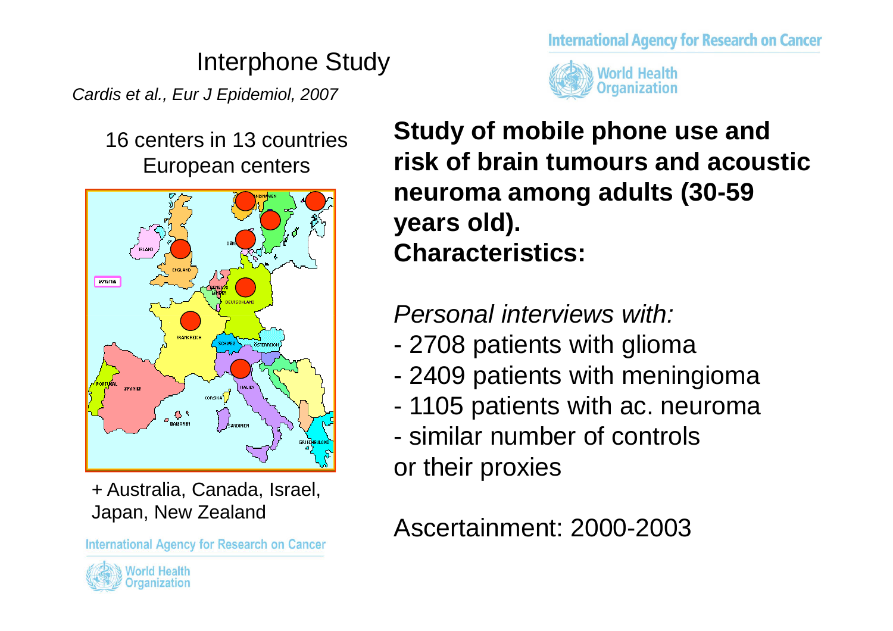# Interphone Study

*Cardis et al., Eur J Epidemiol, 2007*

16 centers in 13 countries
European centers

+ Australia, Canada, Israel, Japan, New Zealand

**Study of mobile phone use and risk of brain tumours and acoustic neuroma among adults (30-59 years old).**
**Characteristics:**

*Personal interviews with:*

- 2708 patients with glioma
- 2409 patients with meningioma
- 1105 patients with ac. neuroma
- similar number of controls or their proxies

Ascertainment: 2000-2003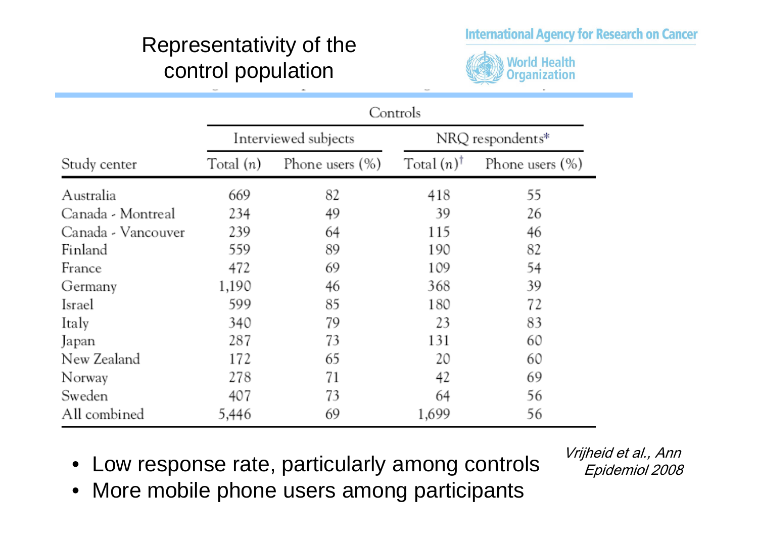# Representativity of the control population

International Agency for Research on Cancer

World Health Organization

| | Controls | | | |
|---|---|---|---|---|
| | Interviewed subjects | | NRQ respondents* | |
| Study center | Total (n) | Phone users (%) | Total (n)† | Phone users (%) |
| Australia | 669 | 82 | 418 | 55 |
| Canada - Montreal | 234 | 49 | 39 | 26 |
| Canada - Vancouver | 239 | 64 | 115 | 46 |
| Finland | 559 | 89 | 190 | 82 |
| France | 472 | 69 | 109 | 54 |
| Germany | 1,190 | 46 | 368 | 39 |
| Israel | 599 | 85 | 180 | 72 |
| Italy | 340 | 79 | 23 | 83 |
| Japan | 287 | 73 | 131 | 60 |
| New Zealand | 172 | 65 | 20 | 60 |
| Norway | 278 | 71 | 42 | 69 |
| Sweden | 407 | 73 | 64 | 56 |
| All combined | 5,446 | 69 | 1,699 | 56 |

- Low response rate, particularly among controls
- More mobile phone users among participants

*Vrijheid et al., Ann Epidemiol 2008*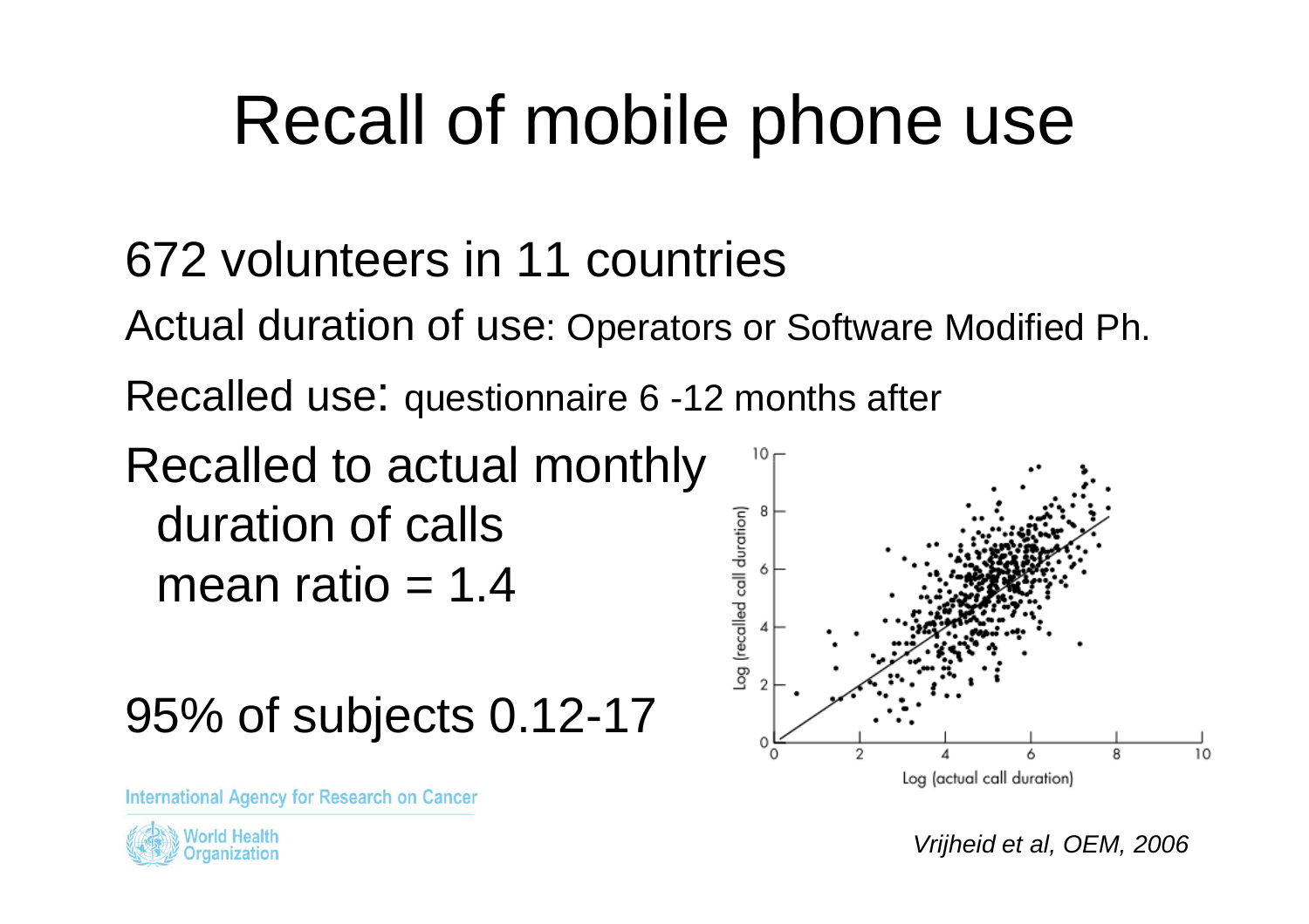# Recall of mobile phone use

672 volunteers in 11 countries

Actual duration of use: Operators or Software Modified Ph.

Recalled use: questionnaire 6 -12 months after

Recalled to actual monthly duration of calls
mean ratio = 1.4

95% of subjects 0.12-17

*Vrijheid et al, OEM, 2006*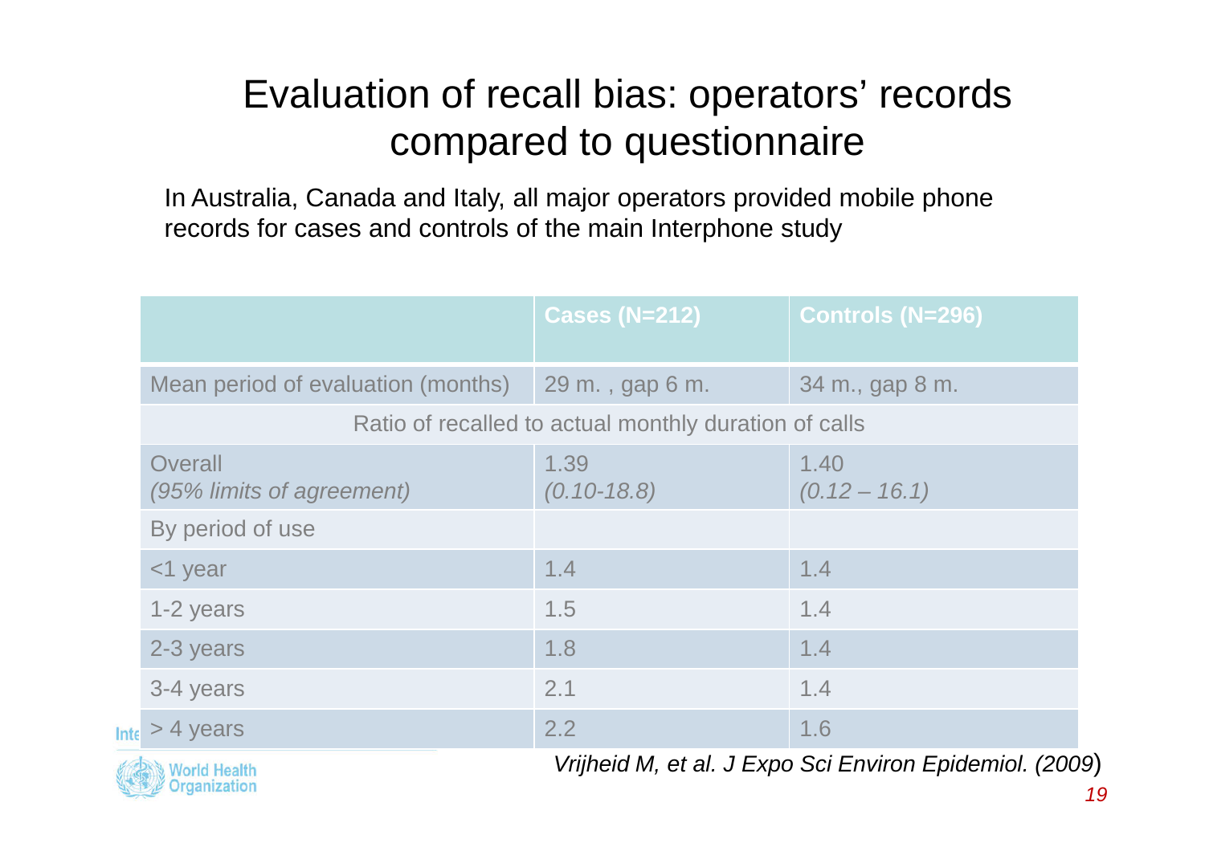# Evaluation of recall bias: operators' records compared to questionnaire

In Australia, Canada and Italy, all major operators provided mobile phone records for cases and controls of the main Interphone study

| | Cases (N=212) | Controls (N=296) |
|---|---|---|
| Mean period of evaluation (months) | 29 m. , gap 6 m. | 34 m., gap 8 m. |
| Ratio of recalled to actual monthly duration of calls | | |
| Overall *(95% limits of agreement)* | 1.39 *(0.10-18.8)* | 1.40 *(0.12 – 16.1)* |
| By period of use | | |
| <1 year | 1.4 | 1.4 |
| 1-2 years | 1.5 | 1.4 |
| 2-3 years | 1.8 | 1.4 |
| 3-4 years | 2.1 | 1.4 |
| > 4 years | 2.2 | 1.6 |

*Vrijheid M, et al. J Expo Sci Environ Epidemiol. (2009)*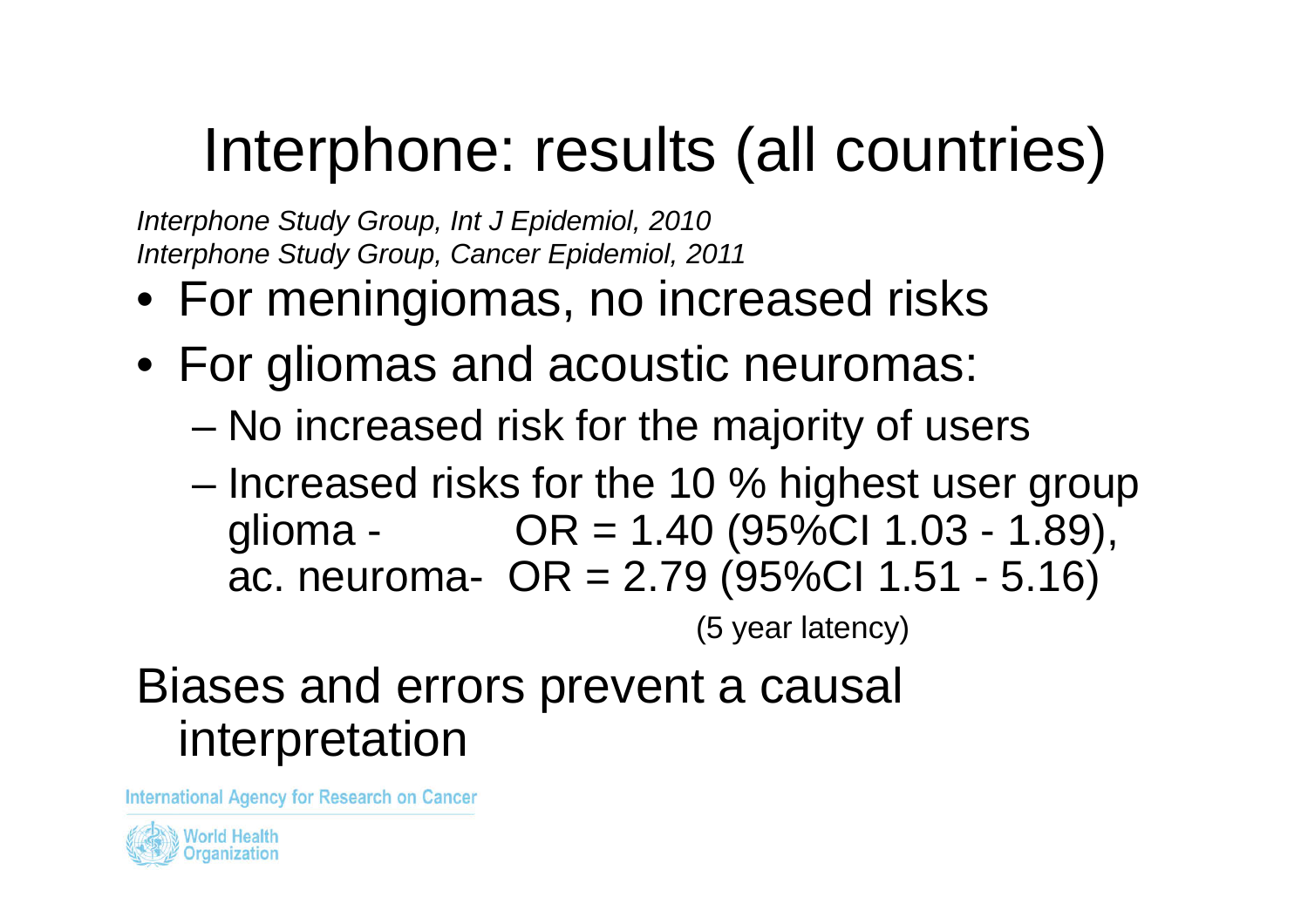# Interphone: results (all countries)

*Interphone Study Group, Int J Epidemiol, 2010*
*Interphone Study Group, Cancer Epidemiol, 2011*

- For meningiomas, no increased risks
- For gliomas and acoustic neuromas:
  - No increased risk for the majority of users
  - Increased risks for the 10 % highest user group
    glioma - OR = 1.40 (95%CI 1.03 - 1.89),
    ac. neuroma- OR = 2.79 (95%CI 1.51 - 5.16)
    (5 year latency)

Biases and errors prevent a causal interpretation

International Agency for Research on Cancer

World Health Organization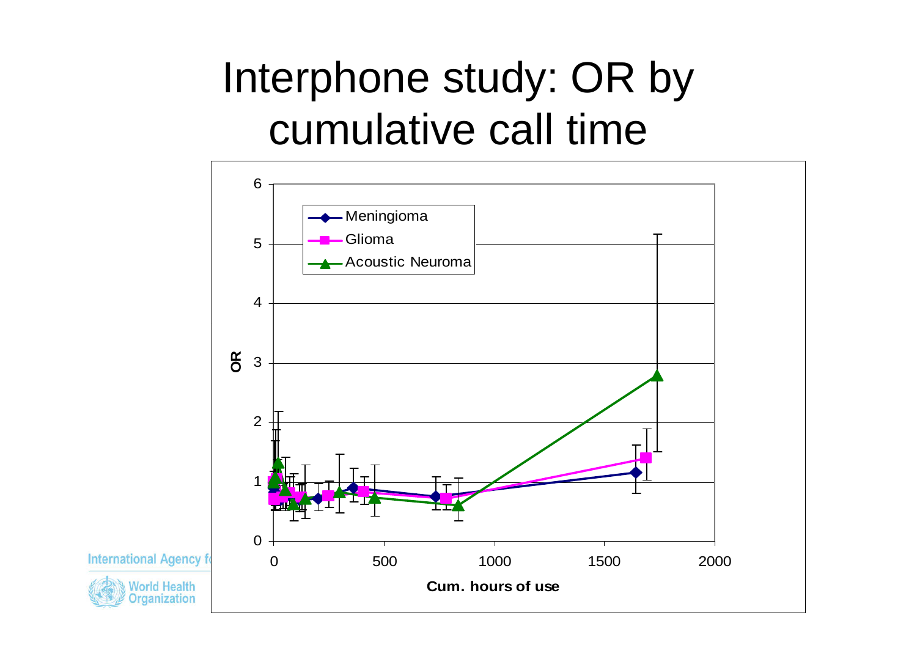# Interphone study: OR by cumulative call time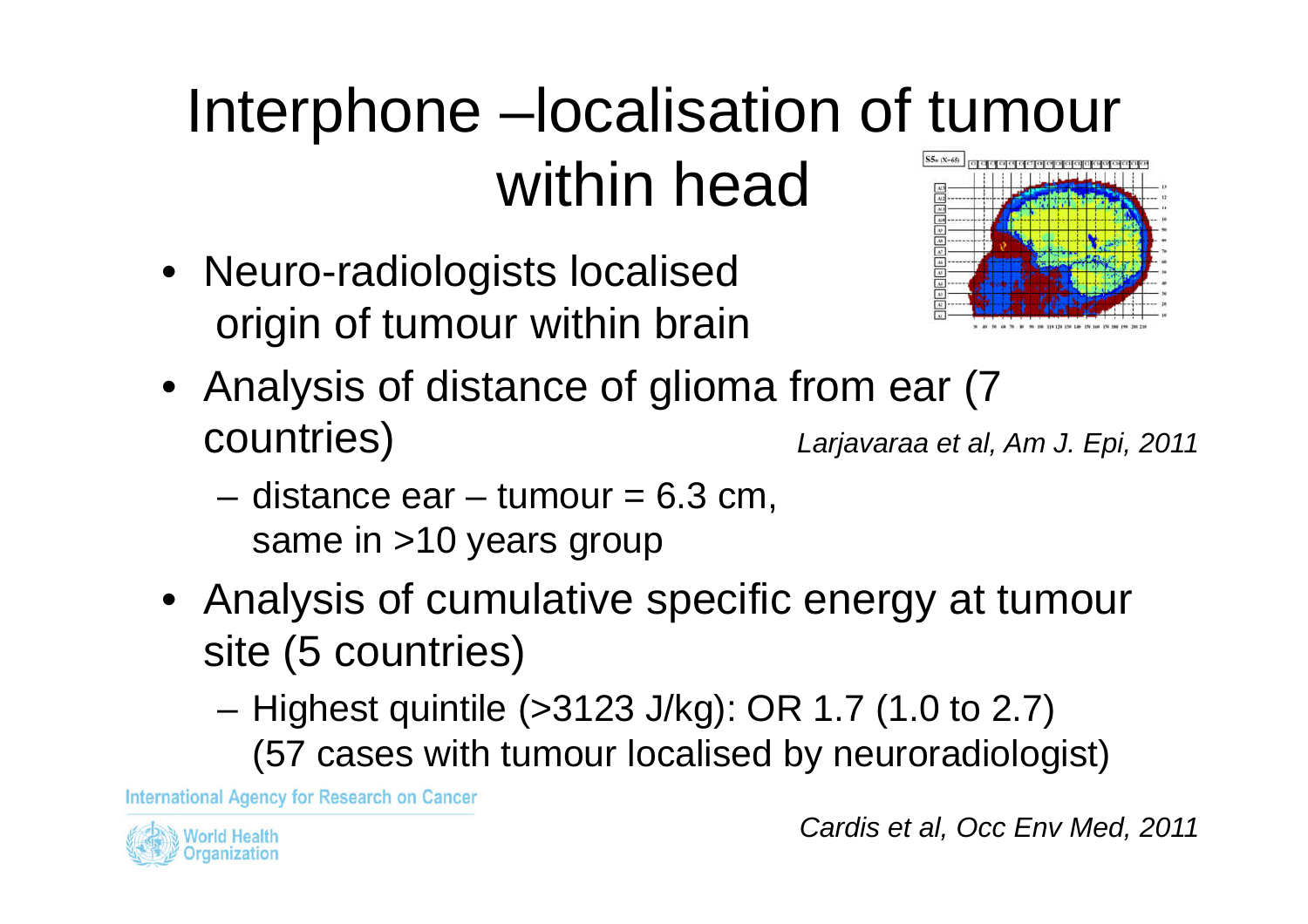# Interphone –localisation of tumour within head

- Neuro-radiologists localised origin of tumour within brain
- Analysis of distance of glioma from ear (7 countries) *Larjavaraa et al, Am J. Epi, 2011*
  - distance ear – tumour = 6.3 cm, same in >10 years group
- Analysis of cumulative specific energy at tumour site (5 countries)
  - Highest quintile (>3123 J/kg): OR 1.7 (1.0 to 2.7) (57 cases with tumour localised by neuroradiologist)

*Cardis et al, Occ Env Med, 2011*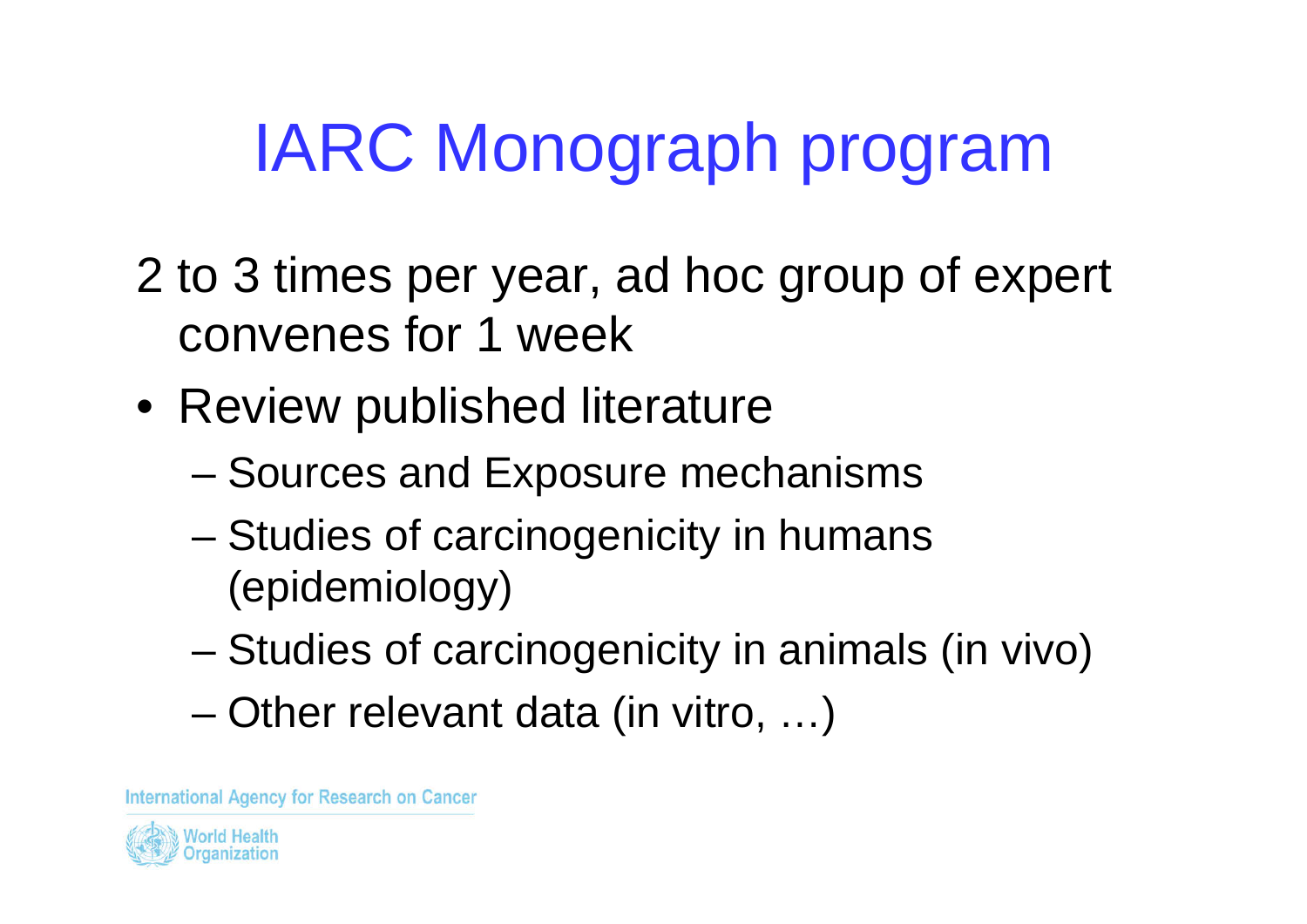# IARC Monograph program

2 to 3 times per year, ad hoc group of expert convenes for 1 week

- Review published literature
  - Sources and Exposure mechanisms
  - Studies of carcinogenicity in humans (epidemiology)
  - Studies of carcinogenicity in animals (in vivo)
  - Other relevant data (in vitro, …)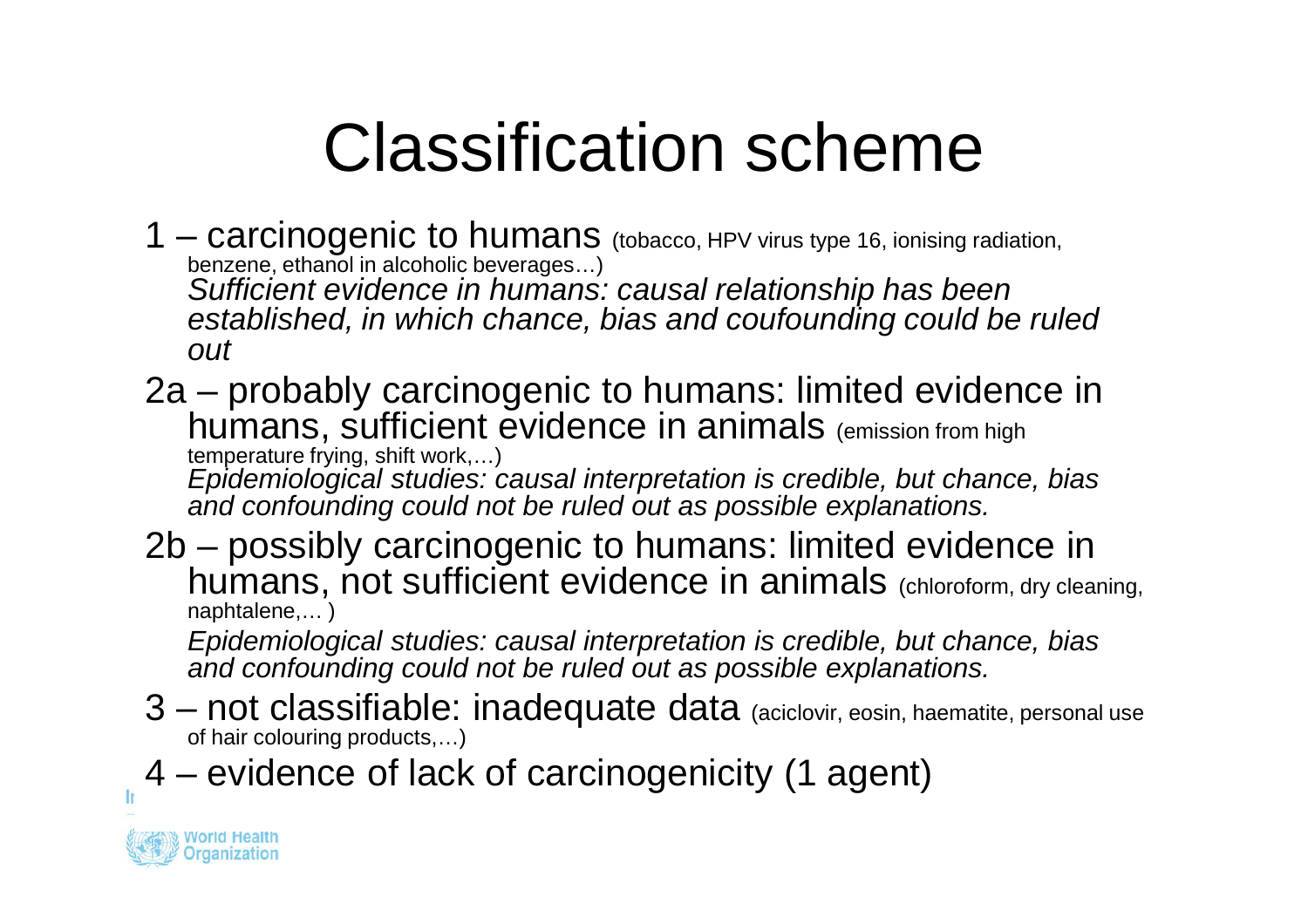# Classification scheme

- 1 – carcinogenic to humans (tobacco, HPV virus type 16, ionising radiation, benzene, ethanol in alcoholic beverages…)
  *Sufficient evidence in humans: causal relationship has been established, in which chance, bias and coufounding could be ruled out*
- 2a – probably carcinogenic to humans: limited evidence in humans, sufficient evidence in animals (emission from high temperature frying, shift work,…)
  *Epidemiological studies: causal interpretation is credible, but chance, bias and confounding could not be ruled out as possible explanations.*
- 2b – possibly carcinogenic to humans: limited evidence in humans, not sufficient evidence in animals (chloroform, dry cleaning, naphtalene,… )
  *Epidemiological studies: causal interpretation is credible, but chance, bias and confounding could not be ruled out as possible explanations.*
- 3 – not classifiable: inadequate data (aciclovir, eosin, haematite, personal use of hair colouring products,…)
- 4 – evidence of lack of carcinogenicity (1 agent)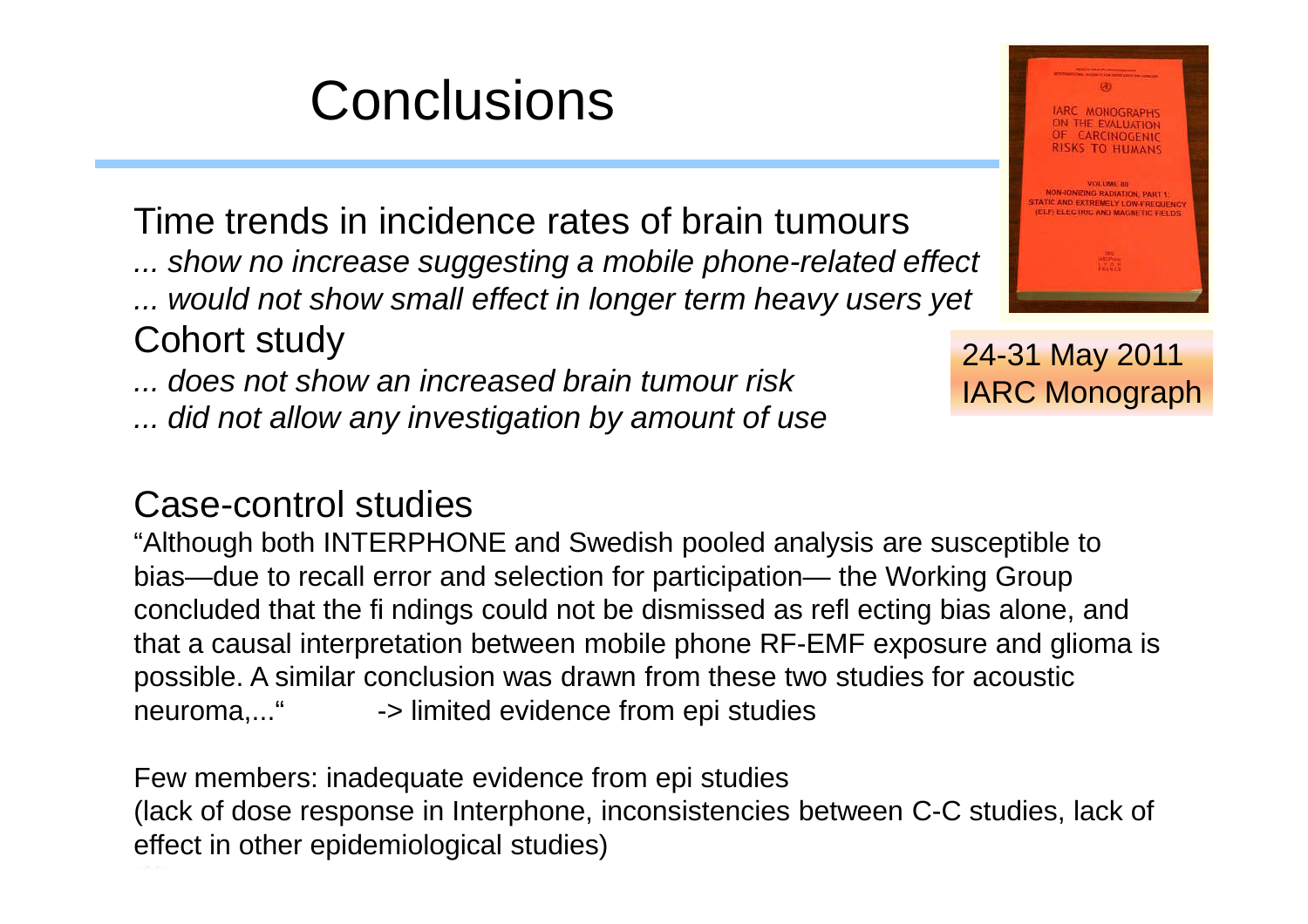# Conclusions

Time trends in incidence rates of brain tumours

*... show no increase suggesting a mobile phone-related effect*

*... would not show small effect in longer term heavy users yet*

Cohort study

*... does not show an increased brain tumour risk*

*... did not allow any investigation by amount of use*

24-31 May 2011
IARC Monograph

Case-control studies

"Although both INTERPHONE and Swedish pooled analysis are susceptible to bias—due to recall error and selection for participation— the Working Group concluded that the fi ndings could not be dismissed as refl ecting bias alone, and that a causal interpretation between mobile phone RF-EMF exposure and glioma is possible. A similar conclusion was drawn from these two studies for acoustic neuroma,..." -> limited evidence from epi studies

Few members: inadequate evidence from epi studies
(lack of dose response in Interphone, inconsistencies between C-C studies, lack of effect in other epidemiological studies)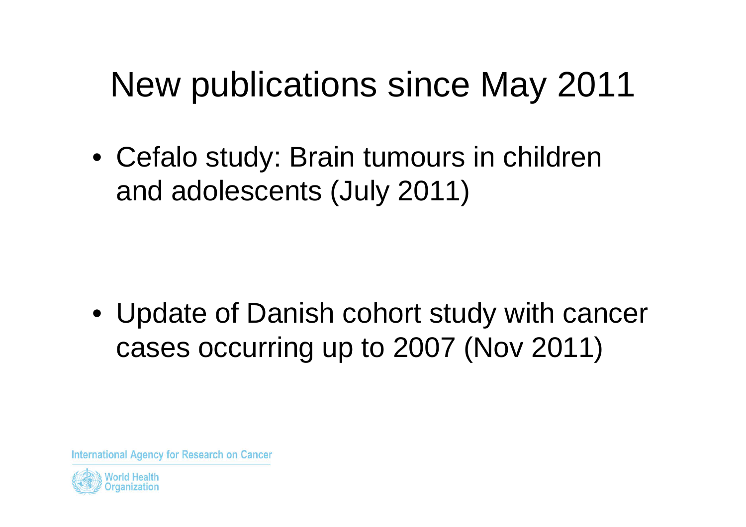# New publications since May 2011

- Cefalo study: Brain tumours in children and adolescents (July 2011)

- Update of Danish cohort study with cancer cases occurring up to 2007 (Nov 2011)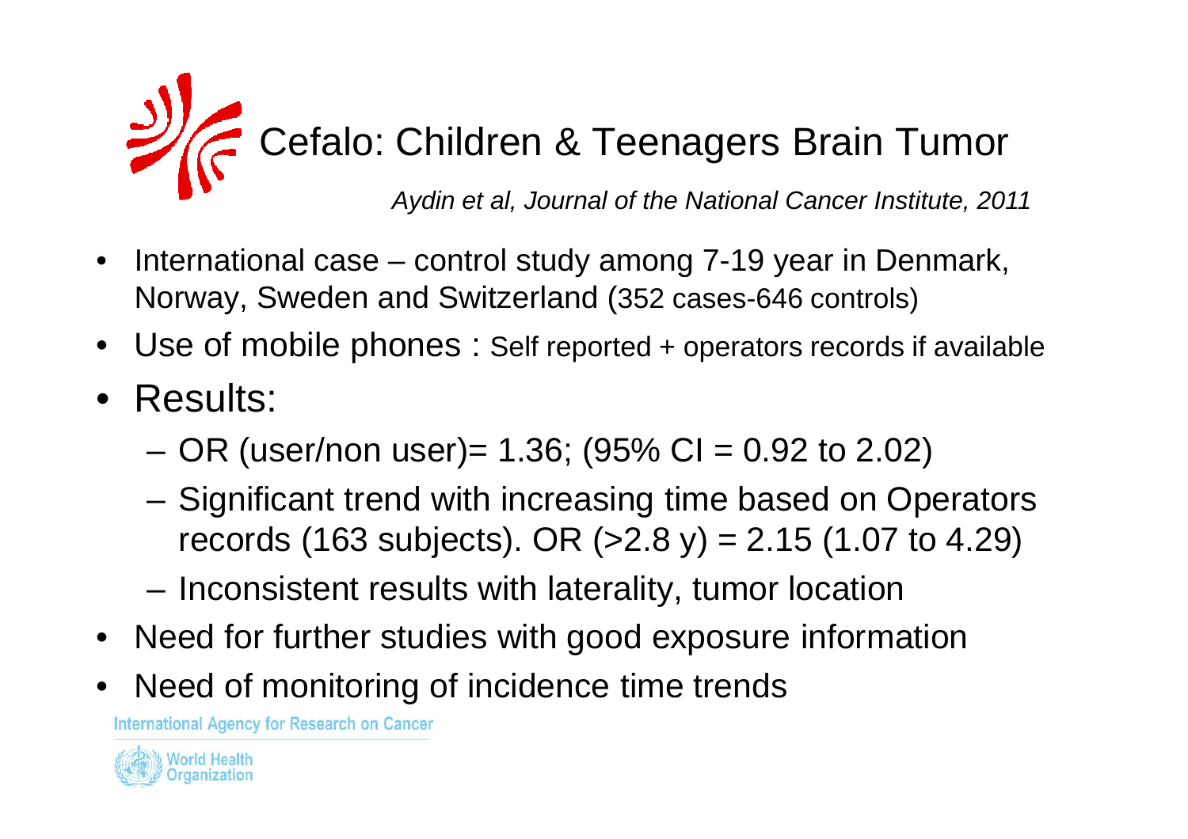# Cefalo: Children & Teenagers Brain Tumor

*Aydin et al, Journal of the National Cancer Institute, 2011*

- International case – control study among 7-19 year in Denmark, Norway, Sweden and Switzerland (352 cases-646 controls)
- Use of mobile phones : Self reported + operators records if available
- Results:
  - OR (user/non user)= 1.36; (95% CI = 0.92 to 2.02)
  - Significant trend with increasing time based on Operators records (163 subjects). OR (>2.8 y) = 2.15 (1.07 to 4.29)
  - Inconsistent results with laterality, tumor location
- Need for further studies with good exposure information
- Need of monitoring of incidence time trends

International Agency for Research on Cancer

World Health Organization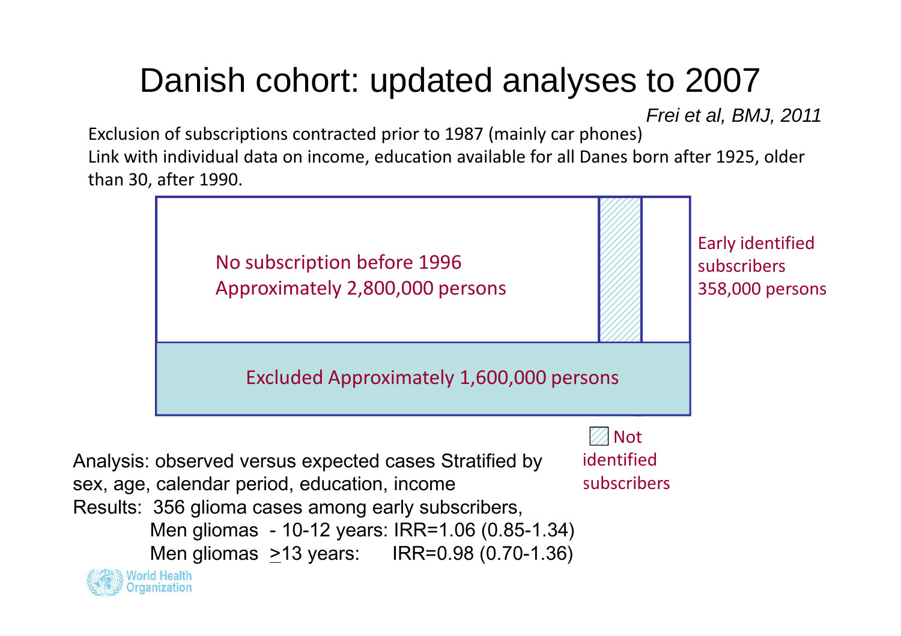# Danish cohort: updated analyses to 2007

*Frei et al, BMJ, 2011*

Exclusion of subscriptions contracted prior to 1987 (mainly car phones)

Link with individual data on income, education available for all Danes born after 1925, older than 30, after 1990.

No subscription before 1996
Approximately 2,800,000 persons

Early identified subscribers
358,000 persons

Excluded Approximately 1,600,000 persons

Not identified subscribers

Analysis: observed versus expected cases Stratified by sex, age, calendar period, education, income

Results: 356 glioma cases among early subscribers,

- Men gliomas - 10-12 years: IRR=1.06 (0.85-1.34)
- Men gliomas ≥13 years: IRR=0.98 (0.70-1.36)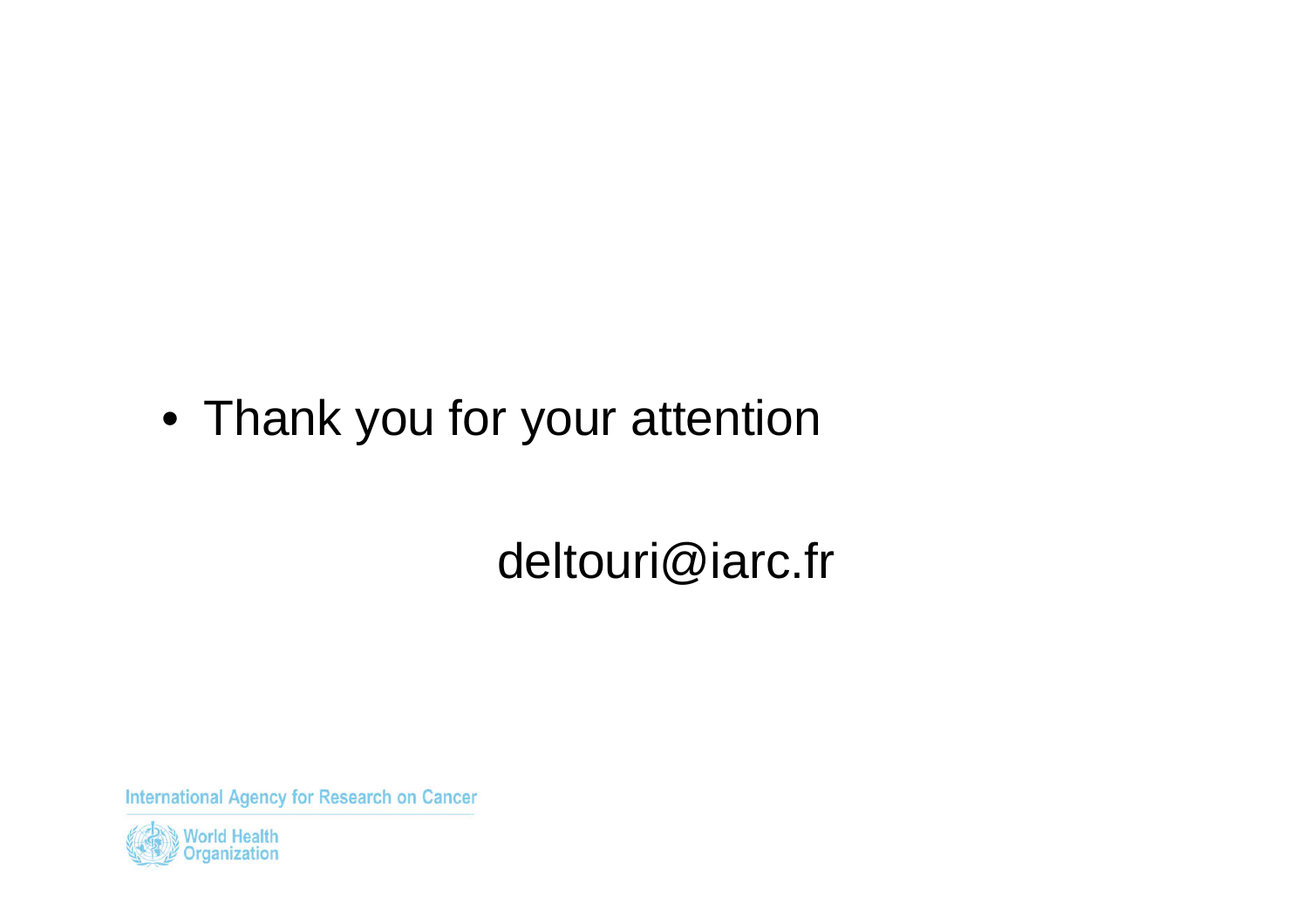- Thank you for your attention

deltouri@iarc.fr

International Agency for Research on Cancer

World Health Organization